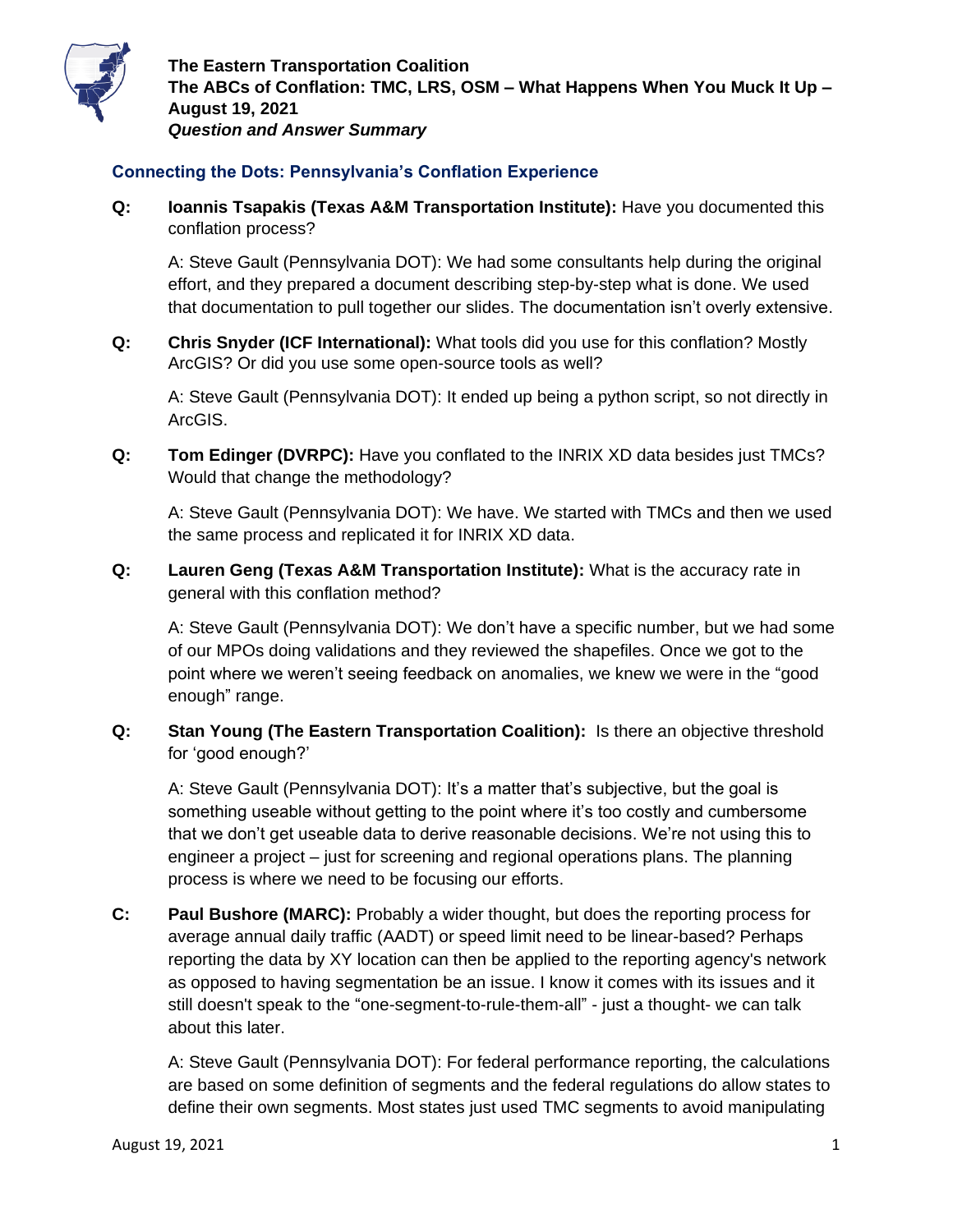**The Eastern Transportation Coalition**
**The ABCs of Conflation: TMC, LRS, OSM – What Happens When You Muck It Up – August 19, 2021**
***Question and Answer Summary***

## Connecting the Dots: Pennsylvania's Conflation Experience

**Q: Ioannis Tsapakis (Texas A&M Transportation Institute):** Have you documented this conflation process?

A: Steve Gault (Pennsylvania DOT): We had some consultants help during the original effort, and they prepared a document describing step-by-step what is done. We used that documentation to pull together our slides. The documentation isn't overly extensive.

**Q: Chris Snyder (ICF International):** What tools did you use for this conflation? Mostly ArcGIS? Or did you use some open-source tools as well?

A: Steve Gault (Pennsylvania DOT): It ended up being a python script, so not directly in ArcGIS.

**Q: Tom Edinger (DVRPC):** Have you conflated to the INRIX XD data besides just TMCs? Would that change the methodology?

A: Steve Gault (Pennsylvania DOT): We have. We started with TMCs and then we used the same process and replicated it for INRIX XD data.

**Q: Lauren Geng (Texas A&M Transportation Institute):** What is the accuracy rate in general with this conflation method?

A: Steve Gault (Pennsylvania DOT): We don't have a specific number, but we had some of our MPOs doing validations and they reviewed the shapefiles. Once we got to the point where we weren't seeing feedback on anomalies, we knew we were in the "good enough" range.

**Q: Stan Young (The Eastern Transportation Coalition):** Is there an objective threshold for 'good enough?'

A: Steve Gault (Pennsylvania DOT): It's a matter that's subjective, but the goal is something useable without getting to the point where it's too costly and cumbersome that we don't get useable data to derive reasonable decisions. We're not using this to engineer a project – just for screening and regional operations plans. The planning process is where we need to be focusing our efforts.

**C: Paul Bushore (MARC):** Probably a wider thought, but does the reporting process for average annual daily traffic (AADT) or speed limit need to be linear-based? Perhaps reporting the data by XY location can then be applied to the reporting agency's network as opposed to having segmentation be an issue. I know it comes with its issues and it still doesn't speak to the "one-segment-to-rule-them-all" - just a thought- we can talk about this later.

A: Steve Gault (Pennsylvania DOT): For federal performance reporting, the calculations are based on some definition of segments and the federal regulations do allow states to define their own segments. Most states just used TMC segments to avoid manipulating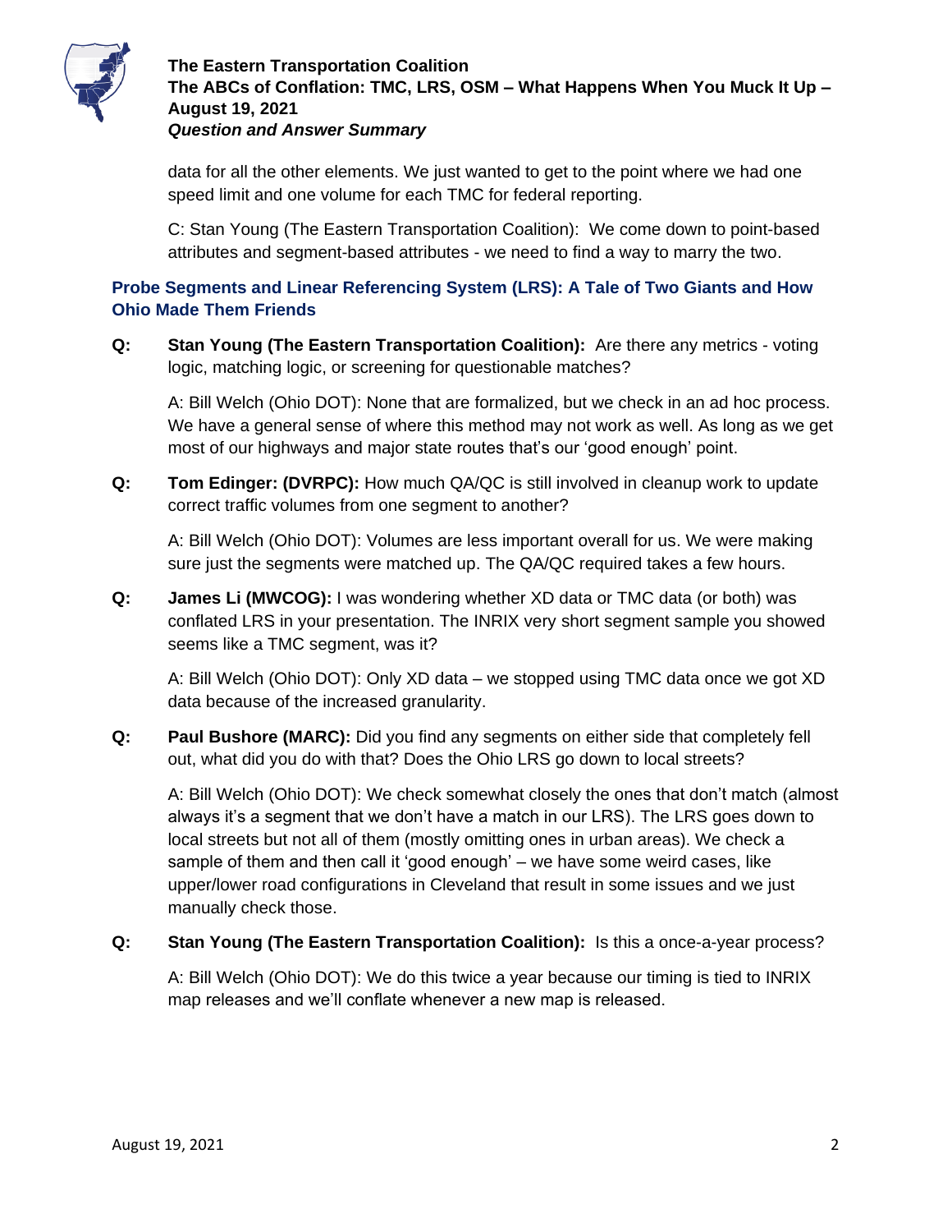data for all the other elements. We just wanted to get to the point where we had one speed limit and one volume for each TMC for federal reporting.

C: Stan Young (The Eastern Transportation Coalition): We come down to point-based attributes and segment-based attributes - we need to find a way to marry the two.

## Probe Segments and Linear Referencing System (LRS): A Tale of Two Giants and How Ohio Made Them Friends

**Q:** **Stan Young (The Eastern Transportation Coalition):** Are there any metrics - voting logic, matching logic, or screening for questionable matches?

A: Bill Welch (Ohio DOT): None that are formalized, but we check in an ad hoc process. We have a general sense of where this method may not work as well. As long as we get most of our highways and major state routes that's our 'good enough' point.

**Q:** **Tom Edinger: (DVRPC):** How much QA/QC is still involved in cleanup work to update correct traffic volumes from one segment to another?

A: Bill Welch (Ohio DOT): Volumes are less important overall for us. We were making sure just the segments were matched up. The QA/QC required takes a few hours.

**Q:** **James Li (MWCOG):** I was wondering whether XD data or TMC data (or both) was conflated LRS in your presentation. The INRIX very short segment sample you showed seems like a TMC segment, was it?

A: Bill Welch (Ohio DOT): Only XD data – we stopped using TMC data once we got XD data because of the increased granularity.

**Q:** **Paul Bushore (MARC):** Did you find any segments on either side that completely fell out, what did you do with that? Does the Ohio LRS go down to local streets?

A: Bill Welch (Ohio DOT): We check somewhat closely the ones that don't match (almost always it's a segment that we don't have a match in our LRS). The LRS goes down to local streets but not all of them (mostly omitting ones in urban areas). We check a sample of them and then call it 'good enough' – we have some weird cases, like upper/lower road configurations in Cleveland that result in some issues and we just manually check those.

**Q:** **Stan Young (The Eastern Transportation Coalition):** Is this a once-a-year process?

A: Bill Welch (Ohio DOT): We do this twice a year because our timing is tied to INRIX map releases and we'll conflate whenever a new map is released.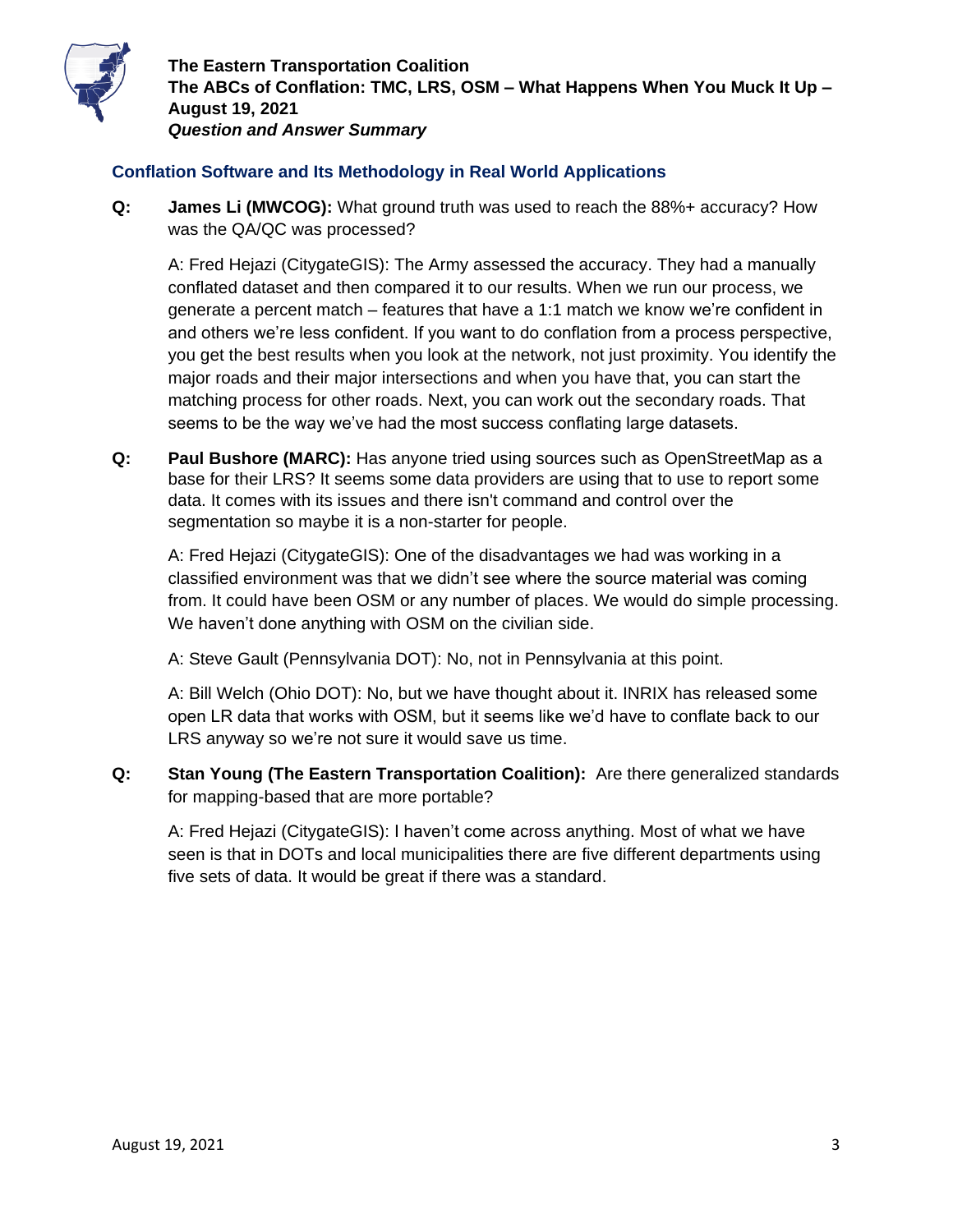## Conflation Software and Its Methodology in Real World Applications

**Q:** **James Li (MWCOG):** What ground truth was used to reach the 88%+ accuracy? How was the QA/QC was processed?

A: Fred Hejazi (CitygateGIS): The Army assessed the accuracy. They had a manually conflated dataset and then compared it to our results. When we run our process, we generate a percent match – features that have a 1:1 match we know we're confident in and others we're less confident. If you want to do conflation from a process perspective, you get the best results when you look at the network, not just proximity. You identify the major roads and their major intersections and when you have that, you can start the matching process for other roads. Next, you can work out the secondary roads. That seems to be the way we've had the most success conflating large datasets.

**Q:** **Paul Bushore (MARC):** Has anyone tried using sources such as OpenStreetMap as a base for their LRS? It seems some data providers are using that to use to report some data. It comes with its issues and there isn't command and control over the segmentation so maybe it is a non-starter for people.

A: Fred Hejazi (CitygateGIS): One of the disadvantages we had was working in a classified environment was that we didn't see where the source material was coming from. It could have been OSM or any number of places. We would do simple processing. We haven't done anything with OSM on the civilian side.

A: Steve Gault (Pennsylvania DOT): No, not in Pennsylvania at this point.

A: Bill Welch (Ohio DOT): No, but we have thought about it. INRIX has released some open LR data that works with OSM, but it seems like we'd have to conflate back to our LRS anyway so we're not sure it would save us time.

**Q:** **Stan Young (The Eastern Transportation Coalition):** Are there generalized standards for mapping-based that are more portable?

A: Fred Hejazi (CitygateGIS): I haven't come across anything. Most of what we have seen is that in DOTs and local municipalities there are five different departments using five sets of data. It would be great if there was a standard.